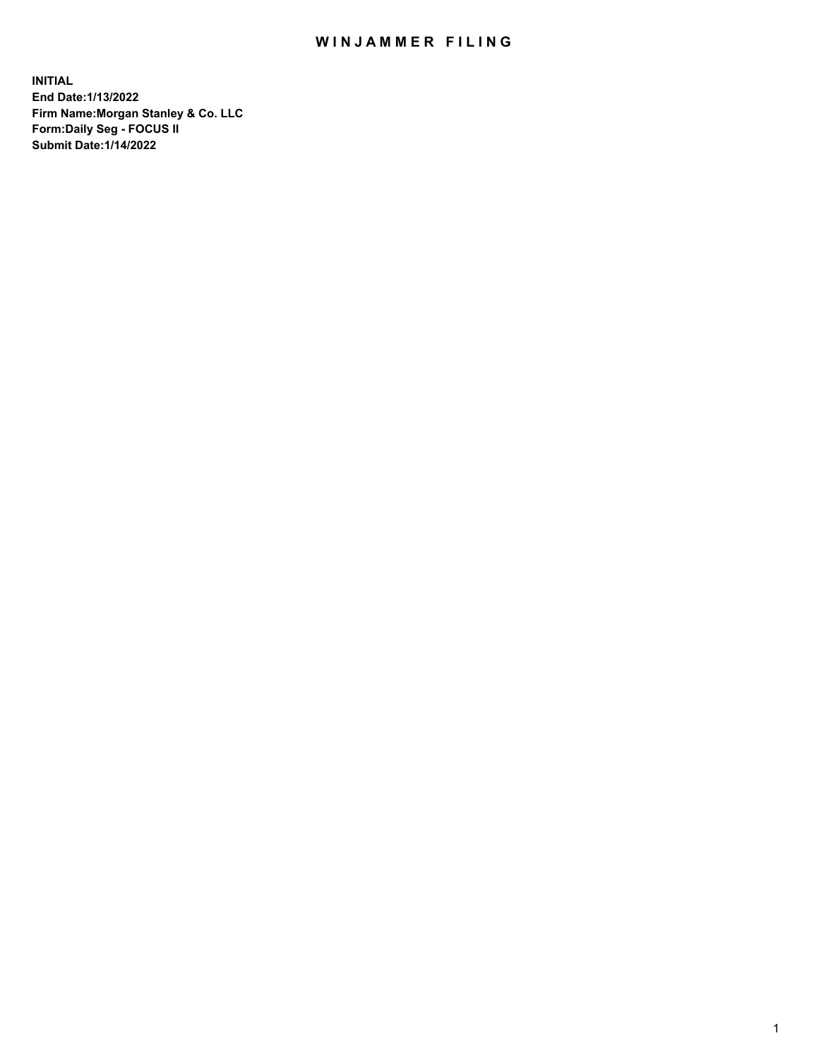# WINJAMMER FILING

**INITIAL**
**End Date:1/13/2022**
**Firm Name:Morgan Stanley & Co. LLC**
**Form:Daily Seg - FOCUS II**
**Submit Date:1/14/2022**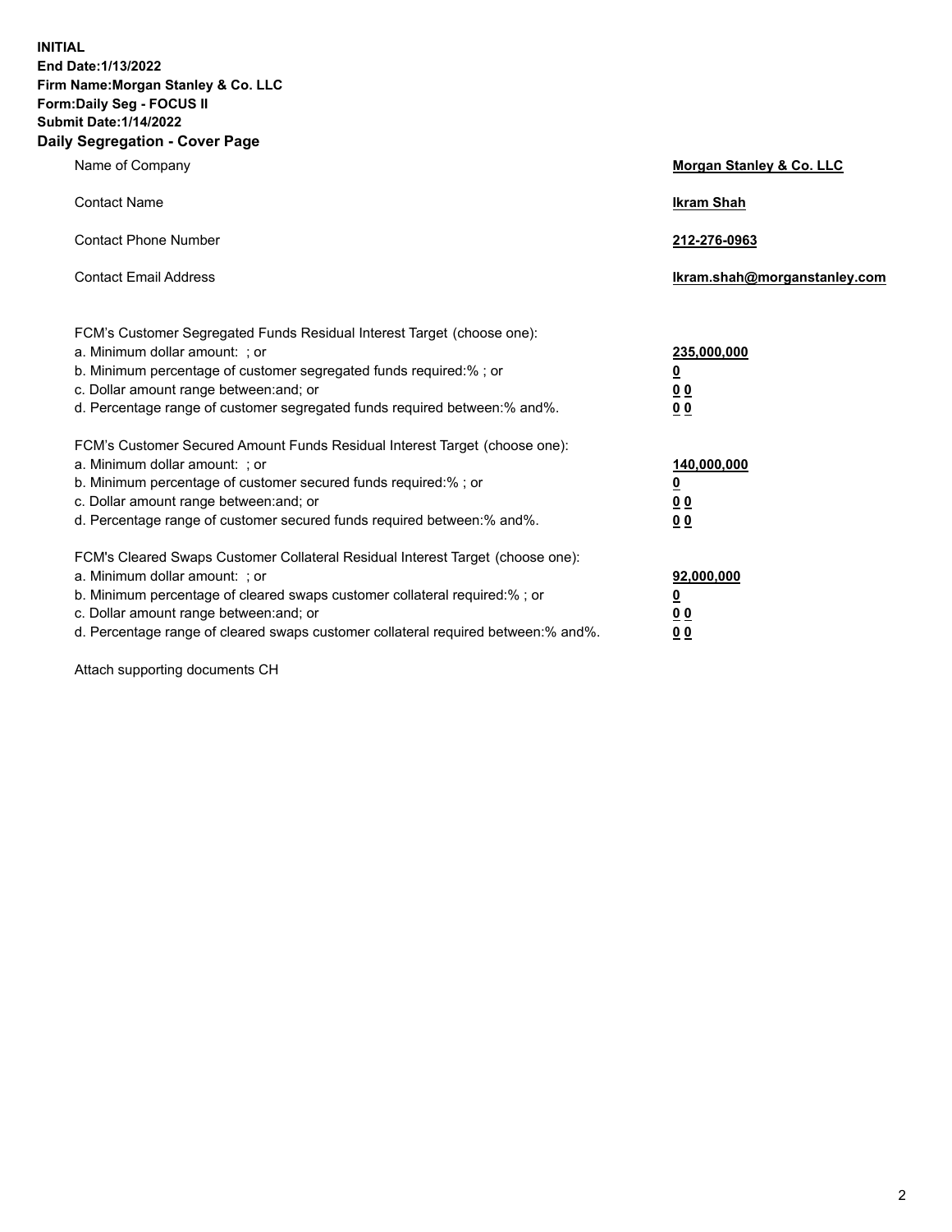**INITIAL**
**End Date:1/13/2022**
**Firm Name:Morgan Stanley & Co. LLC**
**Form:Daily Seg - FOCUS II**
**Submit Date:1/14/2022**

## Daily Segregation - Cover Page

| | |
|---|---|
| Name of Company | **Morgan Stanley & Co. LLC** |
| Contact Name | **Ikram Shah** |
| Contact Phone Number | **212-276-0963** |
| Contact Email Address | **Ikram.shah@morganstanley.com** |

| | |
|---|---|
| FCM's Customer Segregated Funds Residual Interest Target (choose one): | |
| a. Minimum dollar amount: ; or | **235,000,000** |
| b. Minimum percentage of customer segregated funds required:% ; or | **0** |
| c. Dollar amount range between:and; or | **0 0** |
| d. Percentage range of customer segregated funds required between:% and%. | **0 0** |
| FCM's Customer Secured Amount Funds Residual Interest Target (choose one): | |
| a. Minimum dollar amount: ; or | **140,000,000** |
| b. Minimum percentage of customer secured funds required:% ; or | **0** |
| c. Dollar amount range between:and; or | **0 0** |
| d. Percentage range of customer secured funds required between:% and%. | **0 0** |
| FCM's Cleared Swaps Customer Collateral Residual Interest Target (choose one): | |
| a. Minimum dollar amount: ; or | **92,000,000** |
| b. Minimum percentage of cleared swaps customer collateral required:% ; or | **0** |
| c. Dollar amount range between:and; or | **0 0** |
| d. Percentage range of cleared swaps customer collateral required between:% and%. | **0 0** |

Attach supporting documents CH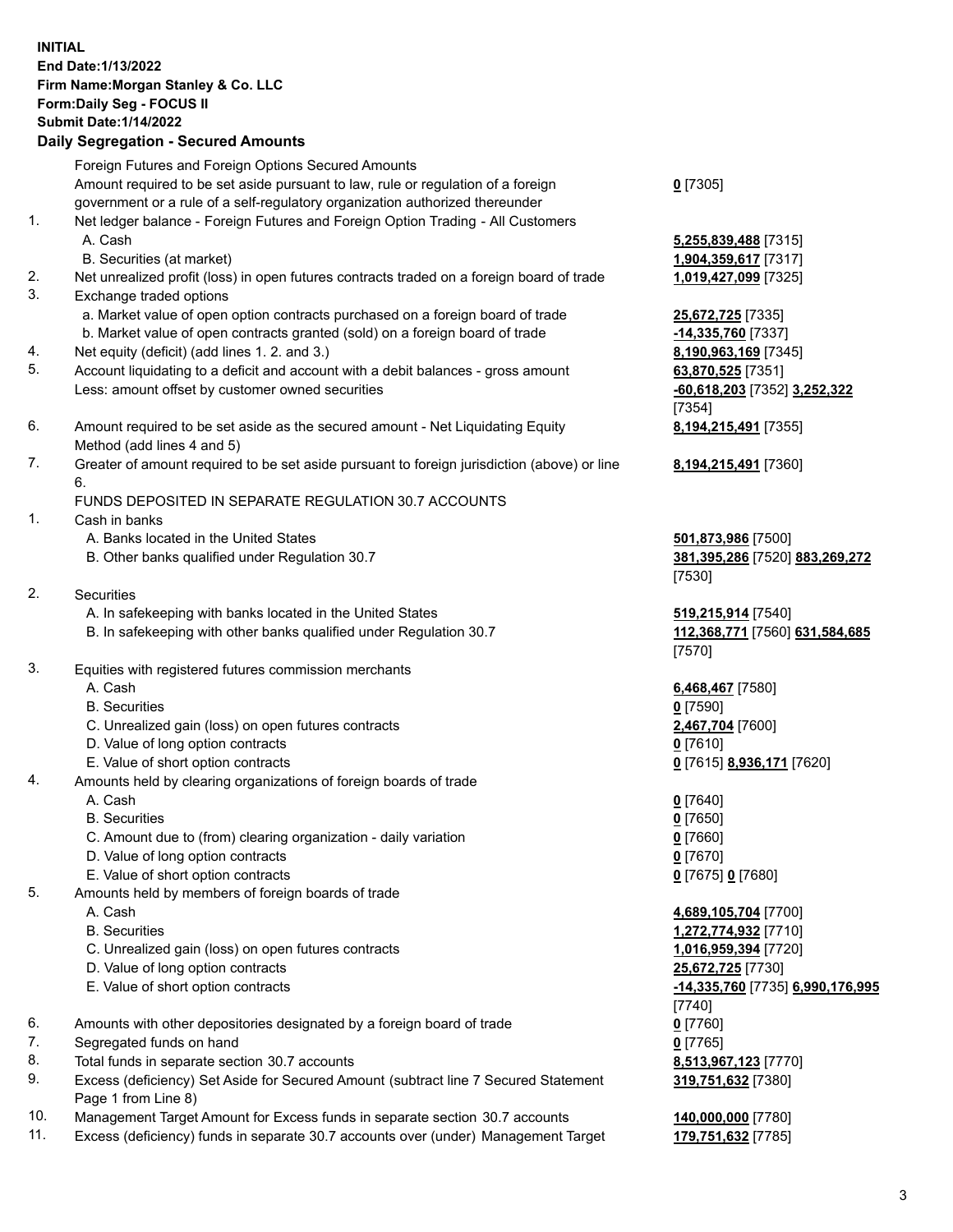**INITIAL**
**End Date:1/13/2022**
**Firm Name:Morgan Stanley & Co. LLC**
**Form:Daily Seg - FOCUS II**
**Submit Date:1/14/2022**

## Daily Segregation - Secured Amounts

| | | |
|---|---|---|
| | Foreign Futures and Foreign Options Secured Amounts | |
| | Amount required to be set aside pursuant to law, rule or regulation of a foreign government or a rule of a self-regulatory organization authorized thereunder | **0** [7305] |
| 1. | Net ledger balance - Foreign Futures and Foreign Option Trading - All Customers | |
| | A. Cash | **5,255,839,488** [7315] |
| | B. Securities (at market) | **1,904,359,617** [7317] |
| 2. | Net unrealized profit (loss) in open futures contracts traded on a foreign board of trade | **1,019,427,099** [7325] |
| 3. | Exchange traded options | |
| | a. Market value of open option contracts purchased on a foreign board of trade | **25,672,725** [7335] |
| | b. Market value of open contracts granted (sold) on a foreign board of trade | **-14,335,760** [7337] |
| 4. | Net equity (deficit) (add lines 1. 2. and 3.) | **8,190,963,169** [7345] |
| 5. | Account liquidating to a deficit and account with a debit balances - gross amount | **63,870,525** [7351] |
| | Less: amount offset by customer owned securities | **-60,618,203** [7352] **3,252,322** [7354] |
| 6. | Amount required to be set aside as the secured amount - Net Liquidating Equity Method (add lines 4 and 5) | **8,194,215,491** [7355] |
| 7. | Greater of amount required to be set aside pursuant to foreign jurisdiction (above) or line 6. | **8,194,215,491** [7360] |
| | FUNDS DEPOSITED IN SEPARATE REGULATION 30.7 ACCOUNTS | |
| 1. | Cash in banks | |
| | A. Banks located in the United States | **501,873,986** [7500] |
| | B. Other banks qualified under Regulation 30.7 | **381,395,286** [7520] **883,269,272** [7530] |
| 2. | Securities | |
| | A. In safekeeping with banks located in the United States | **519,215,914** [7540] |
| | B. In safekeeping with other banks qualified under Regulation 30.7 | **112,368,771** [7560] **631,584,685** [7570] |
| 3. | Equities with registered futures commission merchants | |
| | A. Cash | **6,468,467** [7580] |
| | B. Securities | **0** [7590] |
| | C. Unrealized gain (loss) on open futures contracts | **2,467,704** [7600] |
| | D. Value of long option contracts | **0** [7610] |
| | E. Value of short option contracts | **0** [7615] **8,936,171** [7620] |
| 4. | Amounts held by clearing organizations of foreign boards of trade | |
| | A. Cash | **0** [7640] |
| | B. Securities | **0** [7650] |
| | C. Amount due to (from) clearing organization - daily variation | **0** [7660] |
| | D. Value of long option contracts | **0** [7670] |
| | E. Value of short option contracts | **0** [7675] **0** [7680] |
| 5. | Amounts held by members of foreign boards of trade | |
| | A. Cash | **4,689,105,704** [7700] |
| | B. Securities | **1,272,774,932** [7710] |
| | C. Unrealized gain (loss) on open futures contracts | **1,016,959,394** [7720] |
| | D. Value of long option contracts | **25,672,725** [7730] |
| | E. Value of short option contracts | **-14,335,760** [7735] **6,990,176,995** [7740] |
| 6. | Amounts with other depositories designated by a foreign board of trade | **0** [7760] |
| 7. | Segregated funds on hand | **0** [7765] |
| 8. | Total funds in separate section 30.7 accounts | **8,513,967,123** [7770] |
| 9. | Excess (deficiency) Set Aside for Secured Amount (subtract line 7 Secured Statement Page 1 from Line 8) | **319,751,632** [7380] |
| 10. | Management Target Amount for Excess funds in separate section 30.7 accounts | **140,000,000** [7780] |
| 11. | Excess (deficiency) funds in separate 30.7 accounts over (under) Management Target | **179,751,632** [7785] |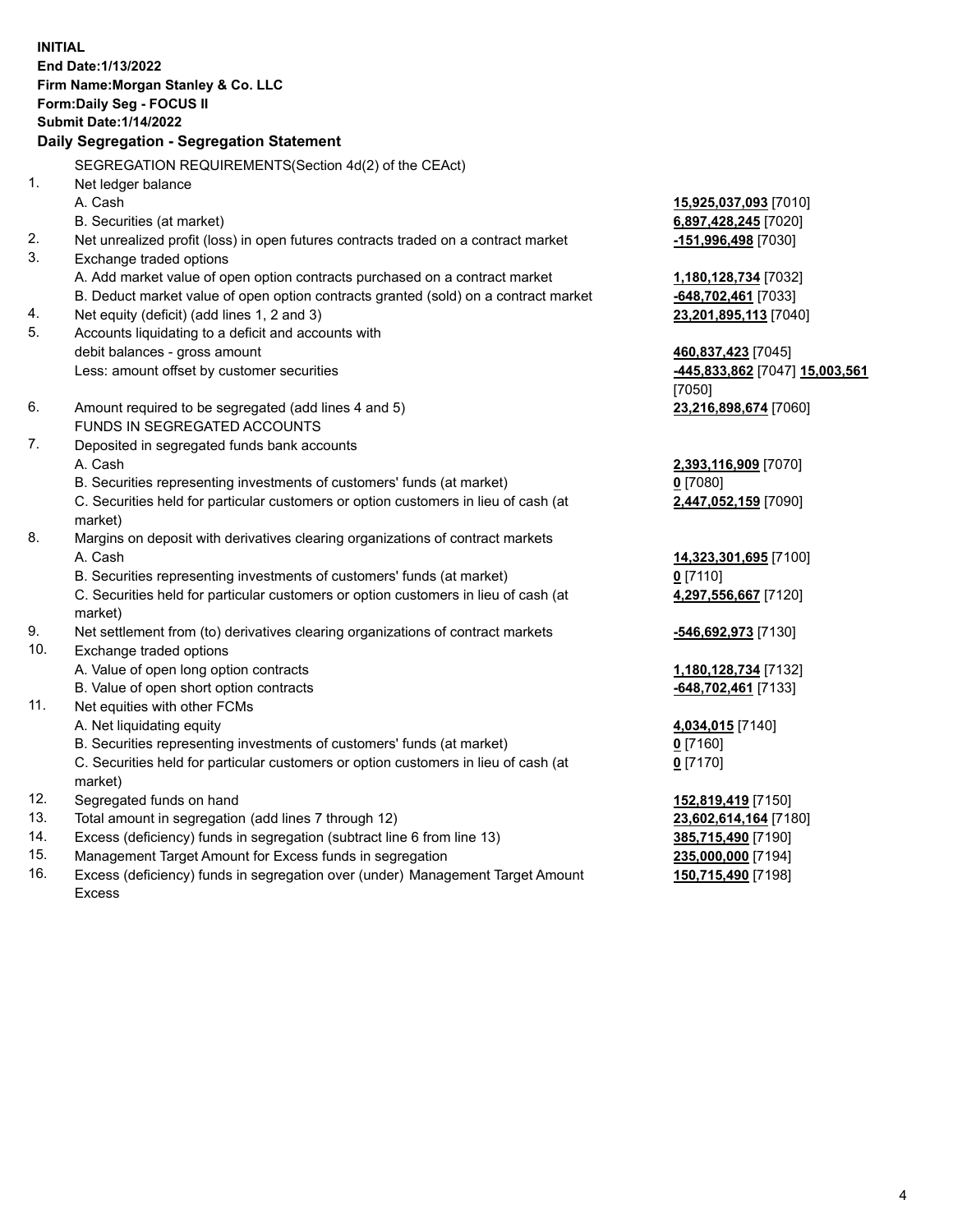**INITIAL**
**End Date:1/13/2022**
**Firm Name:Morgan Stanley & Co. LLC**
**Form:Daily Seg - FOCUS II**
**Submit Date:1/14/2022**

## Daily Segregation - Segregation Statement

SEGREGATION REQUIREMENTS(Section 4d(2) of the CEAct)

| | | |
|---|---|---|
| 1. | Net ledger balance | |
| | A. Cash | **15,925,037,093** [7010] |
| | B. Securities (at market) | **6,897,428,245** [7020] |
| 2. | Net unrealized profit (loss) in open futures contracts traded on a contract market | **-151,996,498** [7030] |
| 3. | Exchange traded options | |
| | A. Add market value of open option contracts purchased on a contract market | **1,180,128,734** [7032] |
| | B. Deduct market value of open option contracts granted (sold) on a contract market | **-648,702,461** [7033] |
| 4. | Net equity (deficit) (add lines 1, 2 and 3) | **23,201,895,113** [7040] |
| 5. | Accounts liquidating to a deficit and accounts with debit balances - gross amount | **460,837,423** [7045] |
| | Less: amount offset by customer securities | **-445,833,862** [7047] **15,003,561** [7050] |
| 6. | Amount required to be segregated (add lines 4 and 5) | **23,216,898,674** [7060] |
| | FUNDS IN SEGREGATED ACCOUNTS | |
| 7. | Deposited in segregated funds bank accounts | |
| | A. Cash | **2,393,116,909** [7070] |
| | B. Securities representing investments of customers' funds (at market) | **0** [7080] |
| | C. Securities held for particular customers or option customers in lieu of cash (at market) | **2,447,052,159** [7090] |
| 8. | Margins on deposit with derivatives clearing organizations of contract markets | |
| | A. Cash | **14,323,301,695** [7100] |
| | B. Securities representing investments of customers' funds (at market) | **0** [7110] |
| | C. Securities held for particular customers or option customers in lieu of cash (at market) | **4,297,556,667** [7120] |
| 9. | Net settlement from (to) derivatives clearing organizations of contract markets | **-546,692,973** [7130] |
| 10. | Exchange traded options | |
| | A. Value of open long option contracts | **1,180,128,734** [7132] |
| | B. Value of open short option contracts | **-648,702,461** [7133] |
| 11. | Net equities with other FCMs | |
| | A. Net liquidating equity | **4,034,015** [7140] |
| | B. Securities representing investments of customers' funds (at market) | **0** [7160] |
| | C. Securities held for particular customers or option customers in lieu of cash (at market) | **0** [7170] |
| 12. | Segregated funds on hand | **152,819,419** [7150] |
| 13. | Total amount in segregation (add lines 7 through 12) | **23,602,614,164** [7180] |
| 14. | Excess (deficiency) funds in segregation (subtract line 6 from line 13) | **385,715,490** [7190] |
| 15. | Management Target Amount for Excess funds in segregation | **235,000,000** [7194] |
| 16. | Excess (deficiency) funds in segregation over (under) Management Target Amount Excess | **150,715,490** [7198] |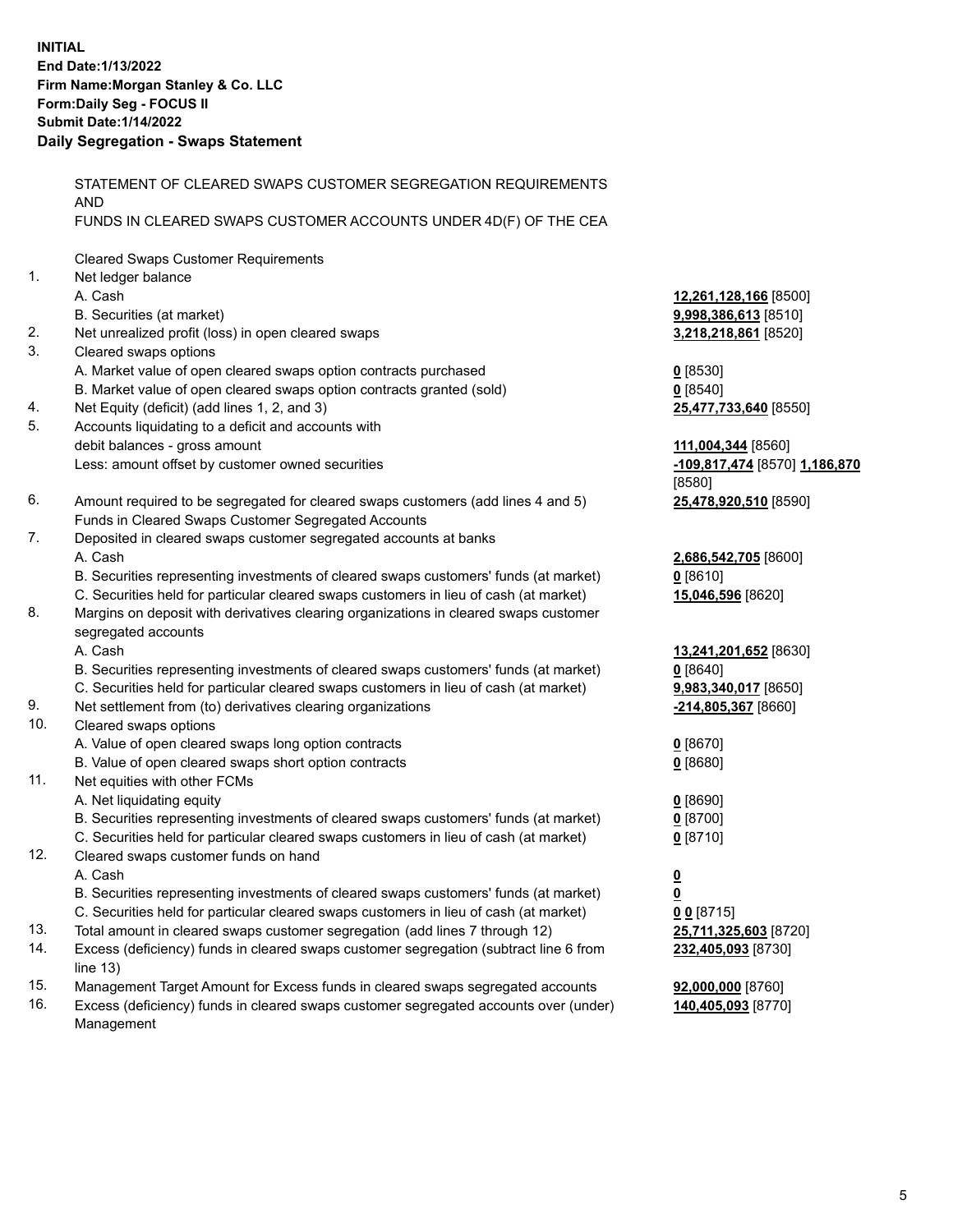**INITIAL**
**End Date:1/13/2022**
**Firm Name:Morgan Stanley & Co. LLC**
**Form:Daily Seg - FOCUS II**
**Submit Date:1/14/2022**
**Daily Segregation - Swaps Statement**

STATEMENT OF CLEARED SWAPS CUSTOMER SEGREGATION REQUIREMENTS AND
FUNDS IN CLEARED SWAPS CUSTOMER ACCOUNTS UNDER 4D(F) OF THE CEA

| | | |
|---|---|---|
| | Cleared Swaps Customer Requirements | |
| 1. | Net ledger balance | |
| | A. Cash | **12,261,128,166** [8500] |
| | B. Securities (at market) | **9,998,386,613** [8510] |
| 2. | Net unrealized profit (loss) in open cleared swaps | **3,218,218,861** [8520] |
| 3. | Cleared swaps options | |
| | A. Market value of open cleared swaps option contracts purchased | **0** [8530] |
| | B. Market value of open cleared swaps option contracts granted (sold) | **0** [8540] |
| 4. | Net Equity (deficit) (add lines 1, 2, and 3) | **25,477,733,640** [8550] |
| 5. | Accounts liquidating to a deficit and accounts with | |
| | debit balances - gross amount | **111,004,344** [8560] |
| | Less: amount offset by customer owned securities | **-109,817,474** [8570] **1,186,870** [8580] |
| 6. | Amount required to be segregated for cleared swaps customers (add lines 4 and 5) | **25,478,920,510** [8590] |
| | Funds in Cleared Swaps Customer Segregated Accounts | |
| 7. | Deposited in cleared swaps customer segregated accounts at banks | |
| | A. Cash | **2,686,542,705** [8600] |
| | B. Securities representing investments of cleared swaps customers' funds (at market) | **0** [8610] |
| | C. Securities held for particular cleared swaps customers in lieu of cash (at market) | **15,046,596** [8620] |
| 8. | Margins on deposit with derivatives clearing organizations in cleared swaps customer segregated accounts | |
| | A. Cash | **13,241,201,652** [8630] |
| | B. Securities representing investments of cleared swaps customers' funds (at market) | **0** [8640] |
| | C. Securities held for particular cleared swaps customers in lieu of cash (at market) | **9,983,340,017** [8650] |
| 9. | Net settlement from (to) derivatives clearing organizations | **-214,805,367** [8660] |
| 10. | Cleared swaps options | |
| | A. Value of open cleared swaps long option contracts | **0** [8670] |
| | B. Value of open cleared swaps short option contracts | **0** [8680] |
| 11. | Net equities with other FCMs | |
| | A. Net liquidating equity | **0** [8690] |
| | B. Securities representing investments of cleared swaps customers' funds (at market) | **0** [8700] |
| | C. Securities held for particular cleared swaps customers in lieu of cash (at market) | **0** [8710] |
| 12. | Cleared swaps customer funds on hand | |
| | A. Cash | **0** |
| | B. Securities representing investments of cleared swaps customers' funds (at market) | **0** |
| | C. Securities held for particular cleared swaps customers in lieu of cash (at market) | **0** **0** [8715] |
| 13. | Total amount in cleared swaps customer segregation (add lines 7 through 12) | **25,711,325,603** [8720] |
| 14. | Excess (deficiency) funds in cleared swaps customer segregation (subtract line 6 from line 13) | **232,405,093** [8730] |
| 15. | Management Target Amount for Excess funds in cleared swaps segregated accounts | **92,000,000** [8760] |
| 16. | Excess (deficiency) funds in cleared swaps customer segregated accounts over (under) Management | **140,405,093** [8770] |